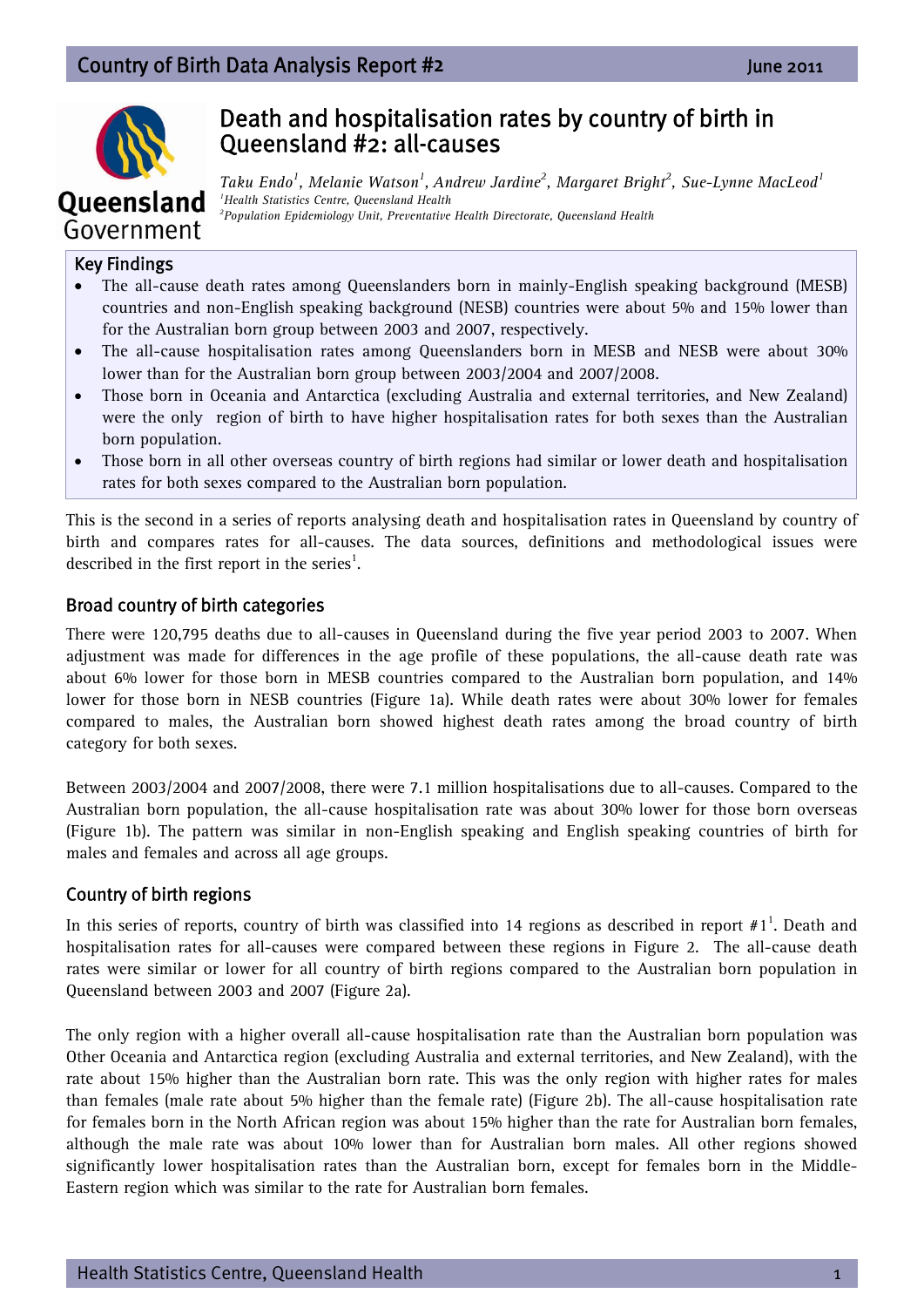# Death and hospitalisation rates by country of birth in Queensland #2: all-causes

*Taku Endo[1], Melanie Watson[1], Andrew Jardine[2], Margaret Bright[2], Sue-Lynne MacLeod[1]*

*[1]Health Statistics Centre, Queensland Health*

*[2]Population Epidemiology Unit, Preventative Health Directorate, Queensland Health*

## Key Findings

- The all-cause death rates among Queenslanders born in mainly-English speaking background (MESB) countries and non-English speaking background (NESB) countries were about 5% and 15% lower than for the Australian born group between 2003 and 2007, respectively.
- The all-cause hospitalisation rates among Queenslanders born in MESB and NESB were about 30% lower than for the Australian born group between 2003/2004 and 2007/2008.
- Those born in Oceania and Antarctica (excluding Australia and external territories, and New Zealand) were the only region of birth to have higher hospitalisation rates for both sexes than the Australian born population.
- Those born in all other overseas country of birth regions had similar or lower death and hospitalisation rates for both sexes compared to the Australian born population.

This is the second in a series of reports analysing death and hospitalisation rates in Queensland by country of birth and compares rates for all-causes. The data sources, definitions and methodological issues were described in the first report in the series[1].

## Broad country of birth categories

There were 120,795 deaths due to all-causes in Queensland during the five year period 2003 to 2007. When adjustment was made for differences in the age profile of these populations, the all-cause death rate was about 6% lower for those born in MESB countries compared to the Australian born population, and 14% lower for those born in NESB countries (Figure 1a). While death rates were about 30% lower for females compared to males, the Australian born showed highest death rates among the broad country of birth category for both sexes.

Between 2003/2004 and 2007/2008, there were 7.1 million hospitalisations due to all-causes. Compared to the Australian born population, the all-cause hospitalisation rate was about 30% lower for those born overseas (Figure 1b). The pattern was similar in non-English speaking and English speaking countries of birth for males and females and across all age groups.

## Country of birth regions

In this series of reports, country of birth was classified into 14 regions as described in report #1[1]. Death and hospitalisation rates for all-causes were compared between these regions in Figure 2. The all-cause death rates were similar or lower for all country of birth regions compared to the Australian born population in Queensland between 2003 and 2007 (Figure 2a).

The only region with a higher overall all-cause hospitalisation rate than the Australian born population was Other Oceania and Antarctica region (excluding Australia and external territories, and New Zealand), with the rate about 15% higher than the Australian born rate. This was the only region with higher rates for males than females (male rate about 5% higher than the female rate) (Figure 2b). The all-cause hospitalisation rate for females born in the North African region was about 15% higher than the rate for Australian born females, although the male rate was about 10% lower than for Australian born males. All other regions showed significantly lower hospitalisation rates than the Australian born, except for females born in the Middle-Eastern region which was similar to the rate for Australian born females.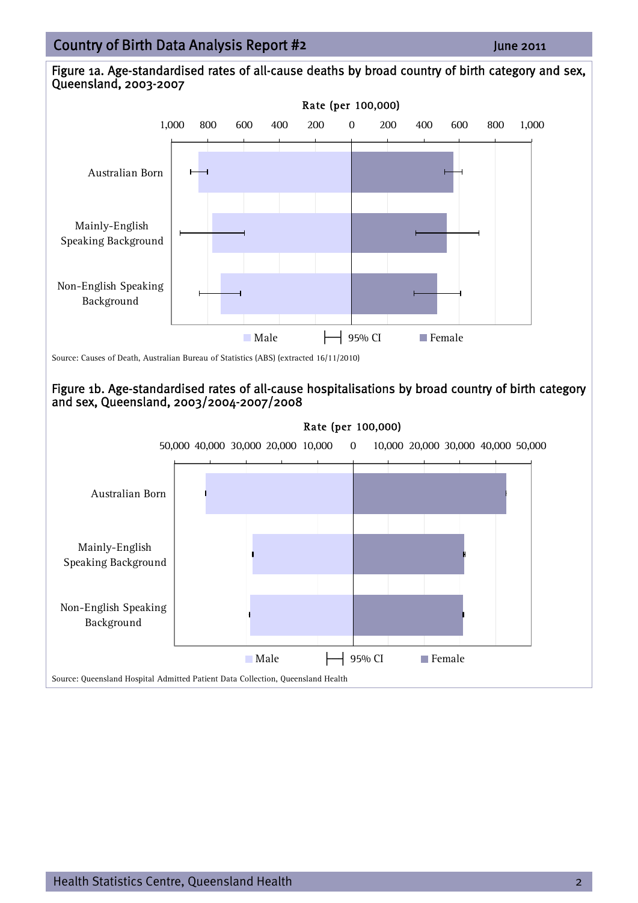## Figure 1a. Age-standardised rates of all-cause deaths by broad country of birth category and sex, Queensland, 2003-2007

Rate (per 100,000)

1,000 800 600 400 200 0 200 400 600 800 1,000

Australian Born

Mainly-English Speaking Background

Non-English Speaking Background

Male | 95% CI | Female

Source: Causes of Death, Australian Bureau of Statistics (ABS) (extracted 16/11/2010)

## Figure 1b. Age-standardised rates of all-cause hospitalisations by broad country of birth category and sex, Queensland, 2003/2004-2007/2008

Rate (per 100,000)

50,000 40,000 30,000 20,000 10,000 0 10,000 20,000 30,000 40,000 50,000

Australian Born

Mainly-English Speaking Background

Non-English Speaking Background

Male | 95% CI | Female

Source: Queensland Hospital Admitted Patient Data Collection, Queensland Health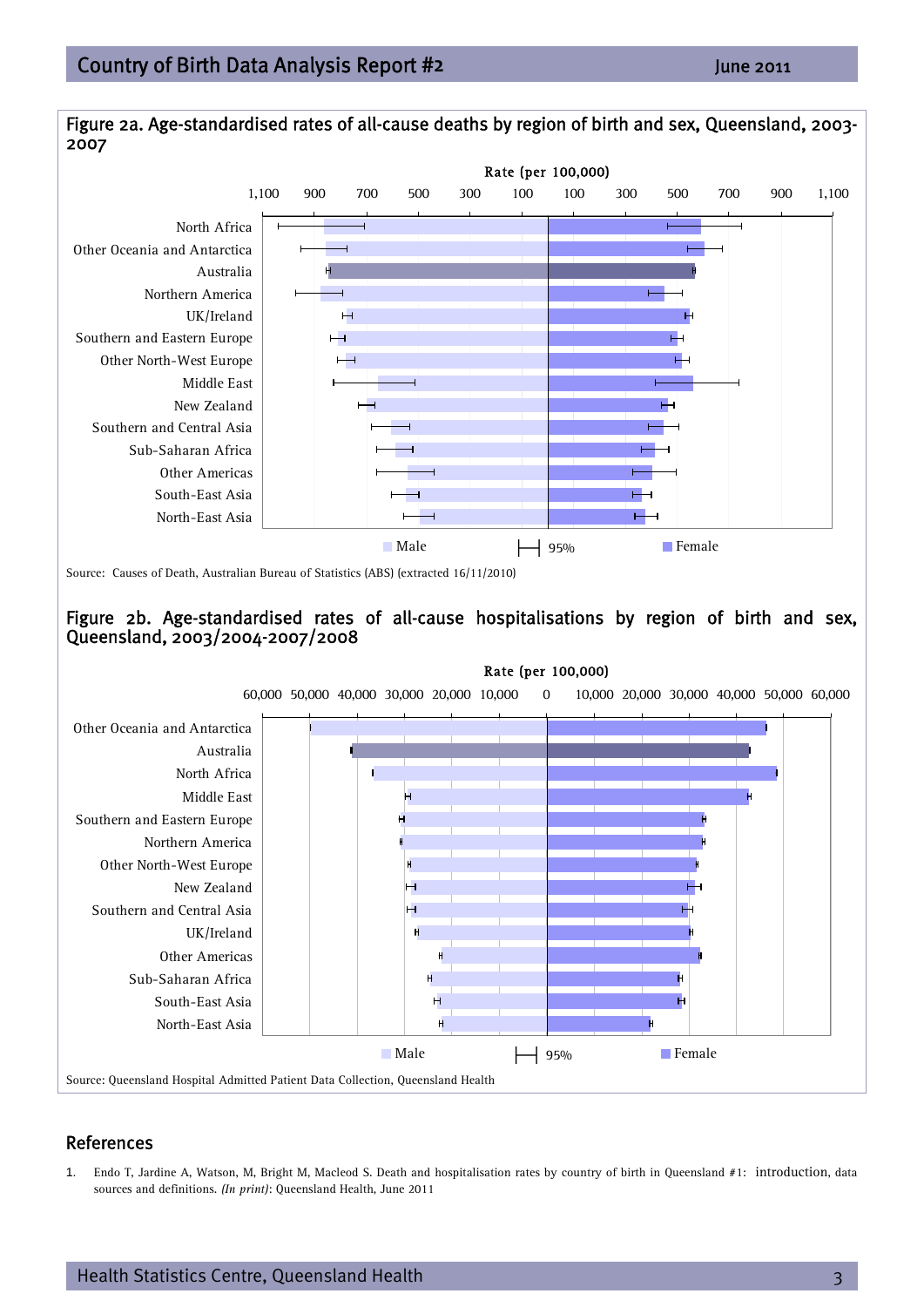Figure 2a. Age-standardised rates of all-cause deaths by region of birth and sex, Queensland, 2003-2007

Rate (per 100,000)

1,100 900 700 500 300 100 100 300 500 700 900 1,100

North Africa
Other Oceania and Antarctica
Australia
Northern America
UK/Ireland
Southern and Eastern Europe
Other North-West Europe
Middle East
New Zealand
Southern and Central Asia
Sub-Saharan Africa
Other Americas
South-East Asia
North-East Asia

Male 95% Female

Source: Causes of Death, Australian Bureau of Statistics (ABS) (extracted 16/11/2010)

Figure 2b. Age-standardised rates of all-cause hospitalisations by region of birth and sex, Queensland, 2003/2004-2007/2008

Rate (per 100,000)

60,000 50,000 40,000 30,000 20,000 10,000 0 10,000 20,000 30,000 40,000 50,000 60,000

Other Oceania and Antarctica
Australia
North Africa
Middle East
Southern and Eastern Europe
Northern America
Other North-West Europe
New Zealand
Southern and Central Asia
UK/Ireland
Other Americas
Sub-Saharan Africa
South-East Asia
North-East Asia

Male 95% Female

Source: Queensland Hospital Admitted Patient Data Collection, Queensland Health

## References

1. Endo T, Jardine A, Watson, M, Bright M, Macleod S. Death and hospitalisation rates by country of birth in Queensland #1: introduction, data sources and definitions. *(In print)*: Queensland Health, June 2011